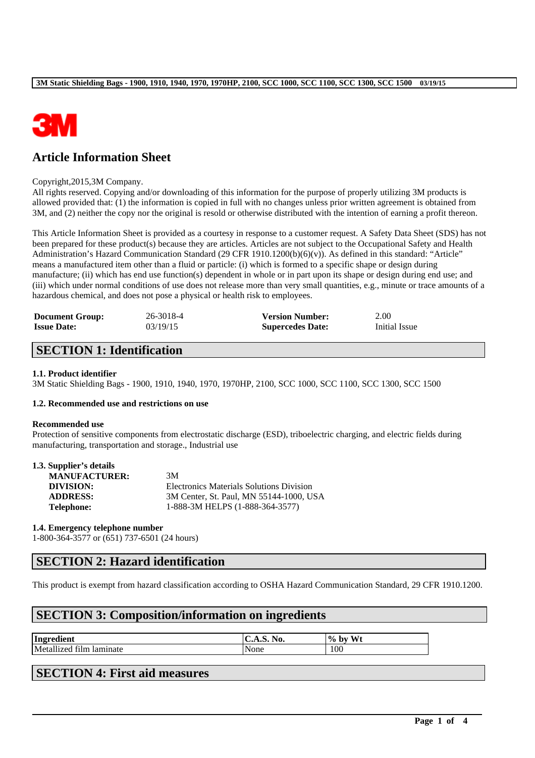3M

# Article Information Sheet

Copyright,2015,3M Company.
All rights reserved. Copying and/or downloading of this information for the purpose of properly utilizing 3M products is allowed provided that: (1) the information is copied in full with no changes unless prior written agreement is obtained from 3M, and (2) neither the copy nor the original is resold or otherwise distributed with the intention of earning a profit thereon.

This Article Information Sheet is provided as a courtesy in response to a customer request. A Safety Data Sheet (SDS) has not been prepared for these product(s) because they are articles. Articles are not subject to the Occupational Safety and Health Administration's Hazard Communication Standard (29 CFR 1910.1200(b)(6)(v)). As defined in this standard: "Article" means a manufactured item other than a fluid or particle: (i) which is formed to a specific shape or design during manufacture; (ii) which has end use function(s) dependent in whole or in part upon its shape or design during end use; and (iii) which under normal conditions of use does not release more than very small quantities, e.g., minute or trace amounts of a hazardous chemical, and does not pose a physical or health risk to employees.

| | | | |
|---|---|---|---|
| **Document Group:** | 26-3018-4 | **Version Number:** | 2.00 |
| **Issue Date:** | 03/19/15 | **Supercedes Date:** | Initial Issue |

## SECTION 1: Identification

**1.1. Product identifier**
3M Static Shielding Bags - 1900, 1910, 1940, 1970, 1970HP, 2100, SCC 1000, SCC 1100, SCC 1300, SCC 1500

**1.2. Recommended use and restrictions on use**

**Recommended use**
Protection of sensitive components from electrostatic discharge (ESD), triboelectric charging, and electric fields during manufacturing, transportation and storage., Industrial use

**1.3. Supplier's details**

| | |
|---|---|
| **MANUFACTURER:** | 3M |
| **DIVISION:** | Electronics Materials Solutions Division |
| **ADDRESS:** | 3M Center, St. Paul, MN 55144-1000, USA |
| **Telephone:** | 1-888-3M HELPS (1-888-364-3577) |

**1.4. Emergency telephone number**
1-800-364-3577 or (651) 737-6501 (24 hours)

## SECTION 2: Hazard identification

This product is exempt from hazard classification according to OSHA Hazard Communication Standard, 29 CFR 1910.1200.

## SECTION 3: Composition/information on ingredients

| Ingredient | C.A.S. No. | % by Wt |
|---|---|---|
| Metallized film laminate | None | 100 |

## SECTION 4: First aid measures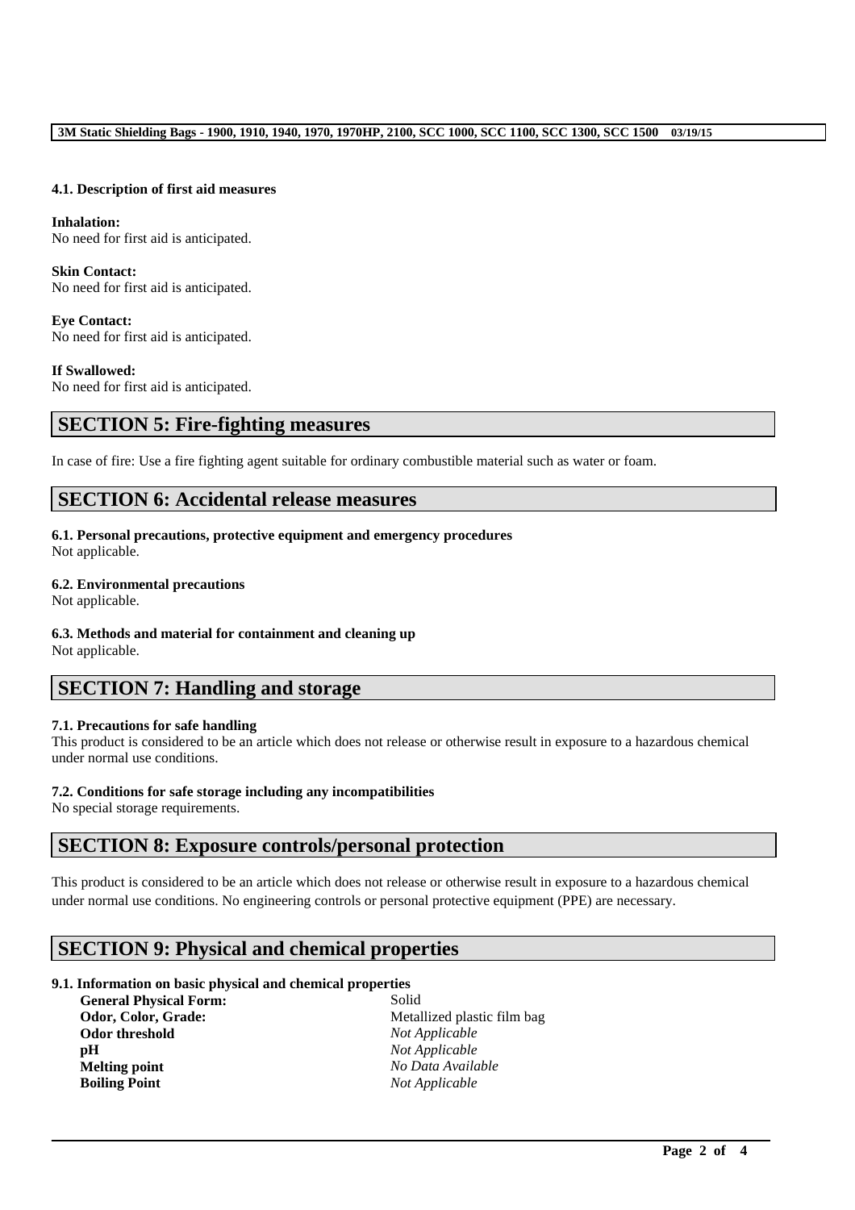### 4.1. Description of first aid measures

**Inhalation:**
No need for first aid is anticipated.

**Skin Contact:**
No need for first aid is anticipated.

**Eye Contact:**
No need for first aid is anticipated.

**If Swallowed:**
No need for first aid is anticipated.

## SECTION 5: Fire-fighting measures

In case of fire: Use a fire fighting agent suitable for ordinary combustible material such as water or foam.

## SECTION 6: Accidental release measures

### 6.1. Personal precautions, protective equipment and emergency procedures
Not applicable.

### 6.2. Environmental precautions
Not applicable.

### 6.3. Methods and material for containment and cleaning up
Not applicable.

## SECTION 7: Handling and storage

### 7.1. Precautions for safe handling
This product is considered to be an article which does not release or otherwise result in exposure to a hazardous chemical under normal use conditions.

### 7.2. Conditions for safe storage including any incompatibilities
No special storage requirements.

## SECTION 8: Exposure controls/personal protection

This product is considered to be an article which does not release or otherwise result in exposure to a hazardous chemical under normal use conditions. No engineering controls or personal protective equipment (PPE) are necessary.

## SECTION 9: Physical and chemical properties

### 9.1. Information on basic physical and chemical properties

| | |
|---|---|
| **General Physical Form:** | Solid |
| **Odor, Color, Grade:** | Metallized plastic film bag |
| **Odor threshold** | *Not Applicable* |
| **pH** | *Not Applicable* |
| **Melting point** | *No Data Available* |
| **Boiling Point** | *Not Applicable* |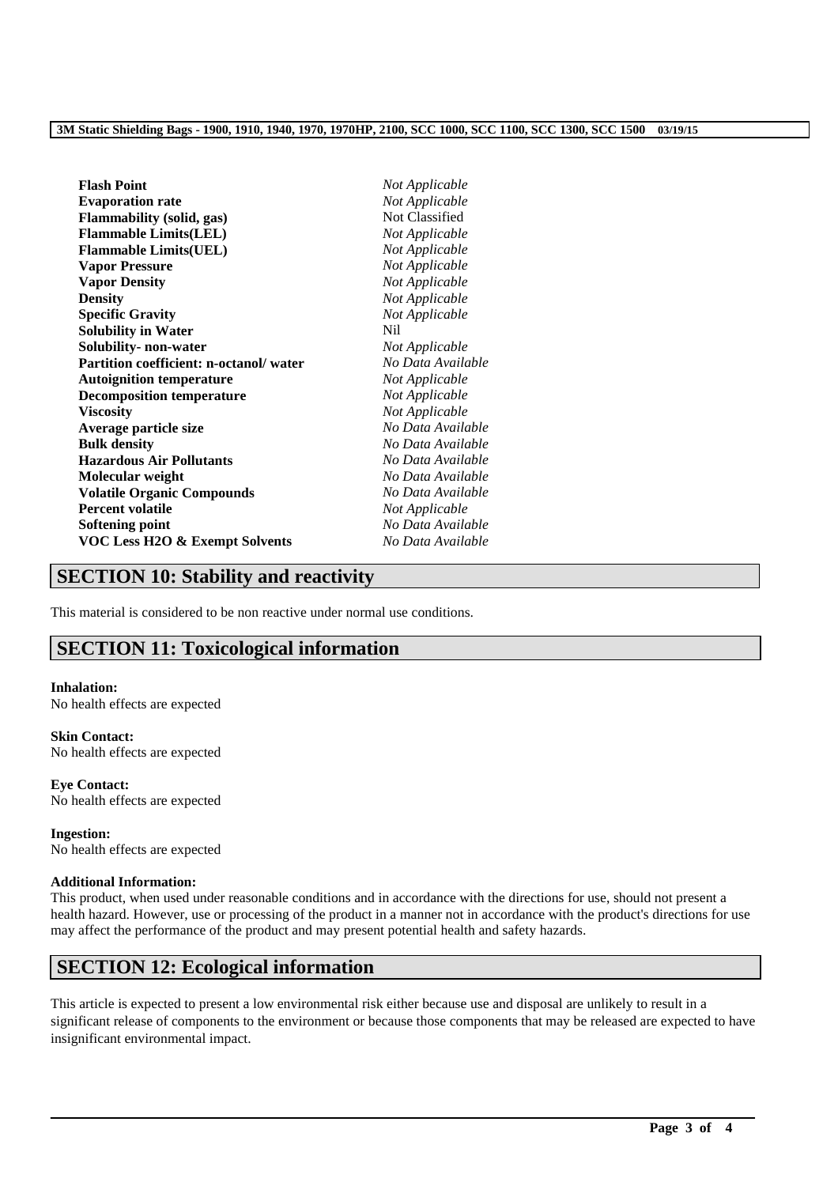| | |
|---|---|
| **Flash Point** | *Not Applicable* |
| **Evaporation rate** | *Not Applicable* |
| **Flammability (solid, gas)** | Not Classified |
| **Flammable Limits(LEL)** | *Not Applicable* |
| **Flammable Limits(UEL)** | *Not Applicable* |
| **Vapor Pressure** | *Not Applicable* |
| **Vapor Density** | *Not Applicable* |
| **Density** | *Not Applicable* |
| **Specific Gravity** | *Not Applicable* |
| **Solubility in Water** | Nil |
| **Solubility- non-water** | *Not Applicable* |
| **Partition coefficient: n-octanol/ water** | *No Data Available* |
| **Autoignition temperature** | *Not Applicable* |
| **Decomposition temperature** | *Not Applicable* |
| **Viscosity** | *Not Applicable* |
| **Average particle size** | *No Data Available* |
| **Bulk density** | *No Data Available* |
| **Hazardous Air Pollutants** | *No Data Available* |
| **Molecular weight** | *No Data Available* |
| **Volatile Organic Compounds** | *No Data Available* |
| **Percent volatile** | *Not Applicable* |
| **Softening point** | *No Data Available* |
| **VOC Less H2O & Exempt Solvents** | *No Data Available* |

## SECTION 10: Stability and reactivity

This material is considered to be non reactive under normal use conditions.

## SECTION 11: Toxicological information

**Inhalation:**
No health effects are expected

**Skin Contact:**
No health effects are expected

**Eye Contact:**
No health effects are expected

**Ingestion:**
No health effects are expected

**Additional Information:**
This product, when used under reasonable conditions and in accordance with the directions for use, should not present a health hazard. However, use or processing of the product in a manner not in accordance with the product's directions for use may affect the performance of the product and may present potential health and safety hazards.

## SECTION 12: Ecological information

This article is expected to present a low environmental risk either because use and disposal are unlikely to result in a significant release of components to the environment or because those components that may be released are expected to have insignificant environmental impact.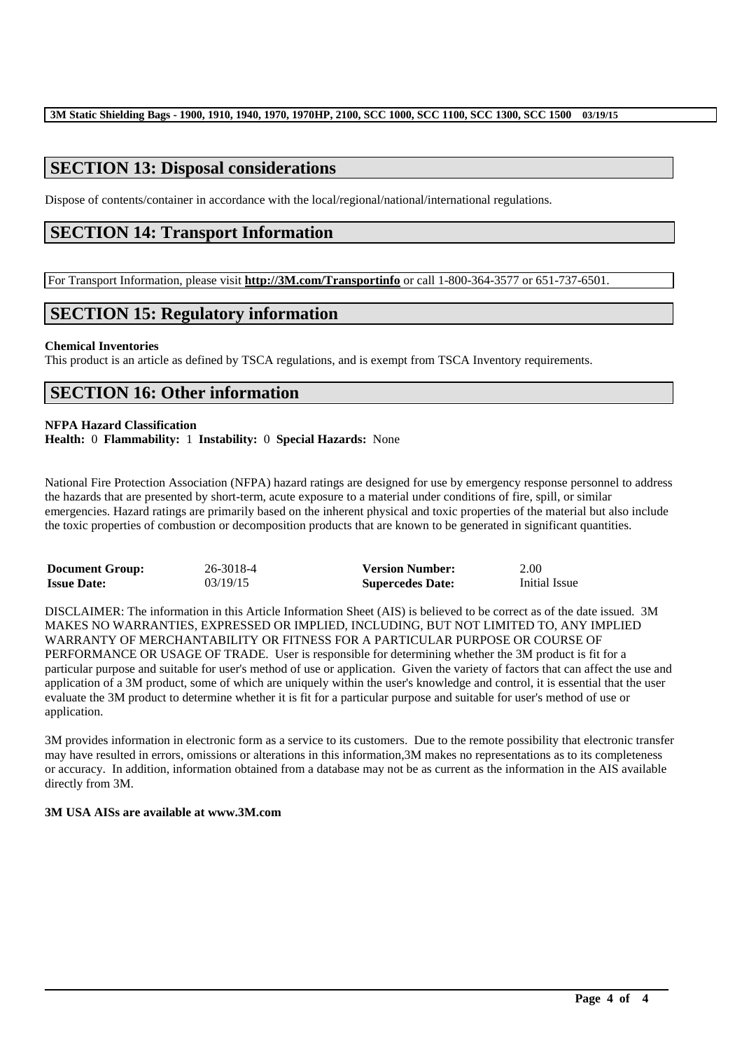## SECTION 13: Disposal considerations

Dispose of contents/container in accordance with the local/regional/national/international regulations.

## SECTION 14: Transport Information

For Transport Information, please visit **http://3M.com/Transportinfo** or call 1-800-364-3577 or 651-737-6501.

## SECTION 15: Regulatory information

**Chemical Inventories**

This product is an article as defined by TSCA regulations, and is exempt from TSCA Inventory requirements.

## SECTION 16: Other information

**NFPA Hazard Classification**

**Health:** 0 **Flammability:** 1 **Instability:** 0 **Special Hazards:** None

National Fire Protection Association (NFPA) hazard ratings are designed for use by emergency response personnel to address the hazards that are presented by short-term, acute exposure to a material under conditions of fire, spill, or similar emergencies. Hazard ratings are primarily based on the inherent physical and toxic properties of the material but also include the toxic properties of combustion or decomposition products that are known to be generated in significant quantities.

| | | | |
|---|---|---|---|
| **Document Group:** | 26-3018-4 | **Version Number:** | 2.00 |
| **Issue Date:** | 03/19/15 | **Supercedes Date:** | Initial Issue |

DISCLAIMER: The information in this Article Information Sheet (AIS) is believed to be correct as of the date issued. 3M MAKES NO WARRANTIES, EXPRESSED OR IMPLIED, INCLUDING, BUT NOT LIMITED TO, ANY IMPLIED WARRANTY OF MERCHANTABILITY OR FITNESS FOR A PARTICULAR PURPOSE OR COURSE OF PERFORMANCE OR USAGE OF TRADE. User is responsible for determining whether the 3M product is fit for a particular purpose and suitable for user's method of use or application. Given the variety of factors that can affect the use and application of a 3M product, some of which are uniquely within the user's knowledge and control, it is essential that the user evaluate the 3M product to determine whether it is fit for a particular purpose and suitable for user's method of use or application.

3M provides information in electronic form as a service to its customers. Due to the remote possibility that electronic transfer may have resulted in errors, omissions or alterations in this information,3M makes no representations as to its completeness or accuracy. In addition, information obtained from a database may not be as current as the information in the AIS available directly from 3M.

**3M USA AISs are available at www.3M.com**